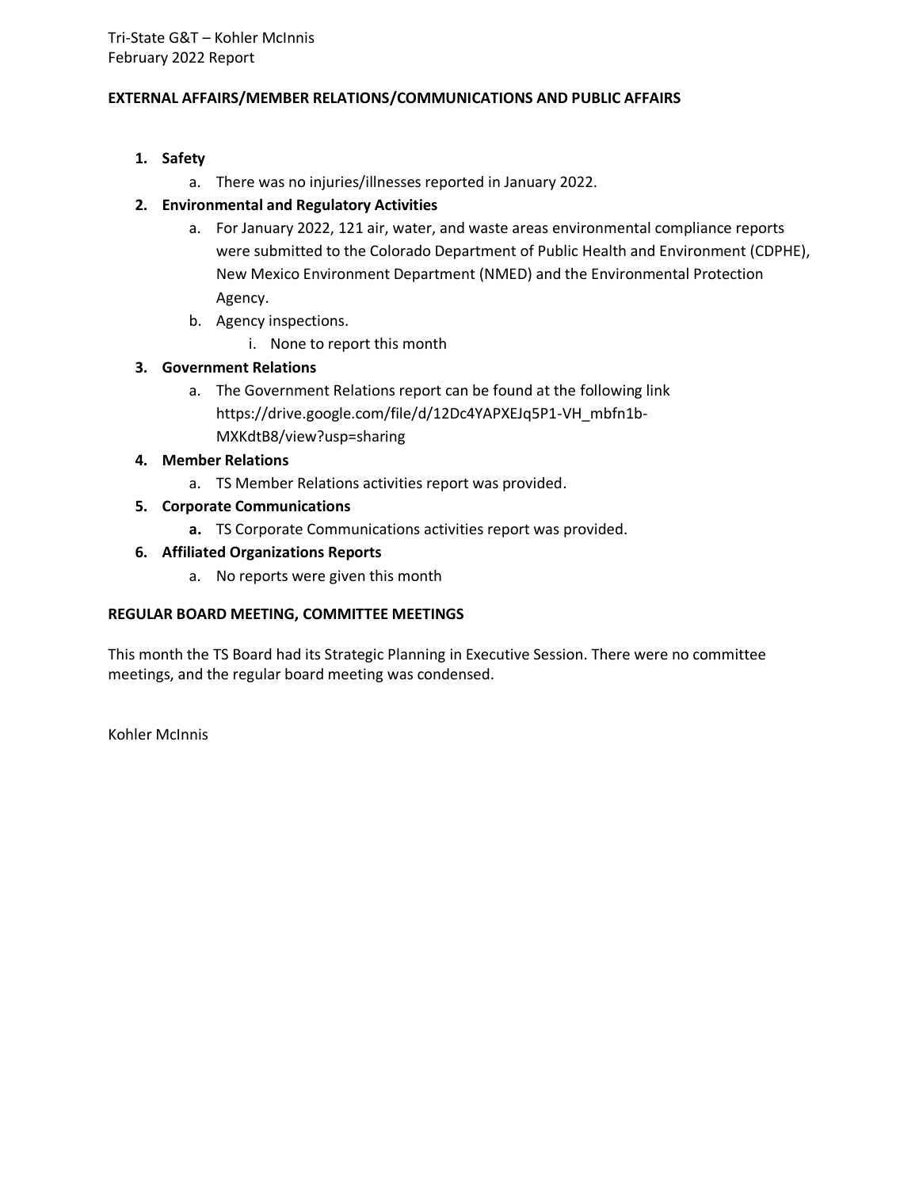Tri-State G&T – Kohler McInnis
February 2022 Report

**EXTERNAL AFFAIRS/MEMBER RELATIONS/COMMUNICATIONS AND PUBLIC AFFAIRS**

1. **Safety**
   a. There was no injuries/illnesses reported in January 2022.
2. **Environmental and Regulatory Activities**
   a. For January 2022, 121 air, water, and waste areas environmental compliance reports were submitted to the Colorado Department of Public Health and Environment (CDPHE), New Mexico Environment Department (NMED) and the Environmental Protection Agency.
   b. Agency inspections.
      i. None to report this month
3. **Government Relations**
   a. The Government Relations report can be found at the following link https://drive.google.com/file/d/12Dc4YAPXEJq5P1-VH_mbfn1b-MXKdtB8/view?usp=sharing
4. **Member Relations**
   a. TS Member Relations activities report was provided.
5. **Corporate Communications**
   **a.** TS Corporate Communications activities report was provided.
6. **Affiliated Organizations Reports**
   a. No reports were given this month

**REGULAR BOARD MEETING, COMMITTEE MEETINGS**

This month the TS Board had its Strategic Planning in Executive Session. There were no committee meetings, and the regular board meeting was condensed.

Kohler McInnis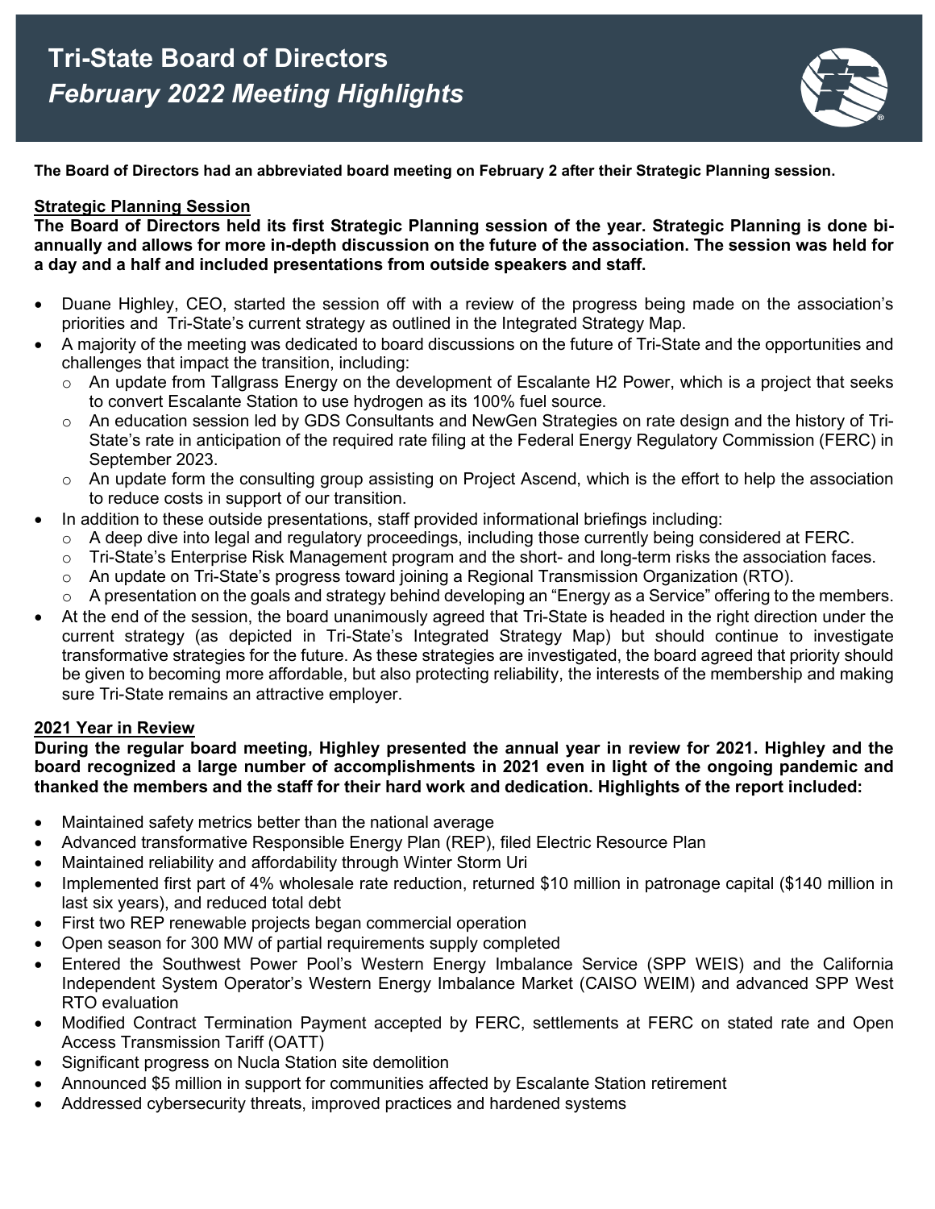# Tri-State Board of Directors

## *February 2022 Meeting Highlights*

**The Board of Directors had an abbreviated board meeting on February 2 after their Strategic Planning session.**

### Strategic Planning Session

**The Board of Directors held its first Strategic Planning session of the year. Strategic Planning is done bi-annually and allows for more in-depth discussion on the future of the association. The session was held for a day and a half and included presentations from outside speakers and staff.**

- Duane Highley, CEO, started the session off with a review of the progress being made on the association's priorities and Tri-State's current strategy as outlined in the Integrated Strategy Map.
- A majority of the meeting was dedicated to board discussions on the future of Tri-State and the opportunities and challenges that impact the transition, including:
  - An update from Tallgrass Energy on the development of Escalante H2 Power, which is a project that seeks to convert Escalante Station to use hydrogen as its 100% fuel source.
  - An education session led by GDS Consultants and NewGen Strategies on rate design and the history of Tri-State's rate in anticipation of the required rate filing at the Federal Energy Regulatory Commission (FERC) in September 2023.
  - An update form the consulting group assisting on Project Ascend, which is the effort to help the association to reduce costs in support of our transition.
- In addition to these outside presentations, staff provided informational briefings including:
  - A deep dive into legal and regulatory proceedings, including those currently being considered at FERC.
  - Tri-State's Enterprise Risk Management program and the short- and long-term risks the association faces.
  - An update on Tri-State's progress toward joining a Regional Transmission Organization (RTO).
  - A presentation on the goals and strategy behind developing an "Energy as a Service" offering to the members.
- At the end of the session, the board unanimously agreed that Tri-State is headed in the right direction under the current strategy (as depicted in Tri-State's Integrated Strategy Map) but should continue to investigate transformative strategies for the future. As these strategies are investigated, the board agreed that priority should be given to becoming more affordable, but also protecting reliability, the interests of the membership and making sure Tri-State remains an attractive employer.

### 2021 Year in Review

**During the regular board meeting, Highley presented the annual year in review for 2021. Highley and the board recognized a large number of accomplishments in 2021 even in light of the ongoing pandemic and thanked the members and the staff for their hard work and dedication. Highlights of the report included:**

- Maintained safety metrics better than the national average
- Advanced transformative Responsible Energy Plan (REP), filed Electric Resource Plan
- Maintained reliability and affordability through Winter Storm Uri
- Implemented first part of 4% wholesale rate reduction, returned $10 million in patronage capital ($140 million in last six years), and reduced total debt
- First two REP renewable projects began commercial operation
- Open season for 300 MW of partial requirements supply completed
- Entered the Southwest Power Pool's Western Energy Imbalance Service (SPP WEIS) and the California Independent System Operator's Western Energy Imbalance Market (CAISO WEIM) and advanced SPP West RTO evaluation
- Modified Contract Termination Payment accepted by FERC, settlements at FERC on stated rate and Open Access Transmission Tariff (OATT)
- Significant progress on Nucla Station site demolition
- Announced $5 million in support for communities affected by Escalante Station retirement
- Addressed cybersecurity threats, improved practices and hardened systems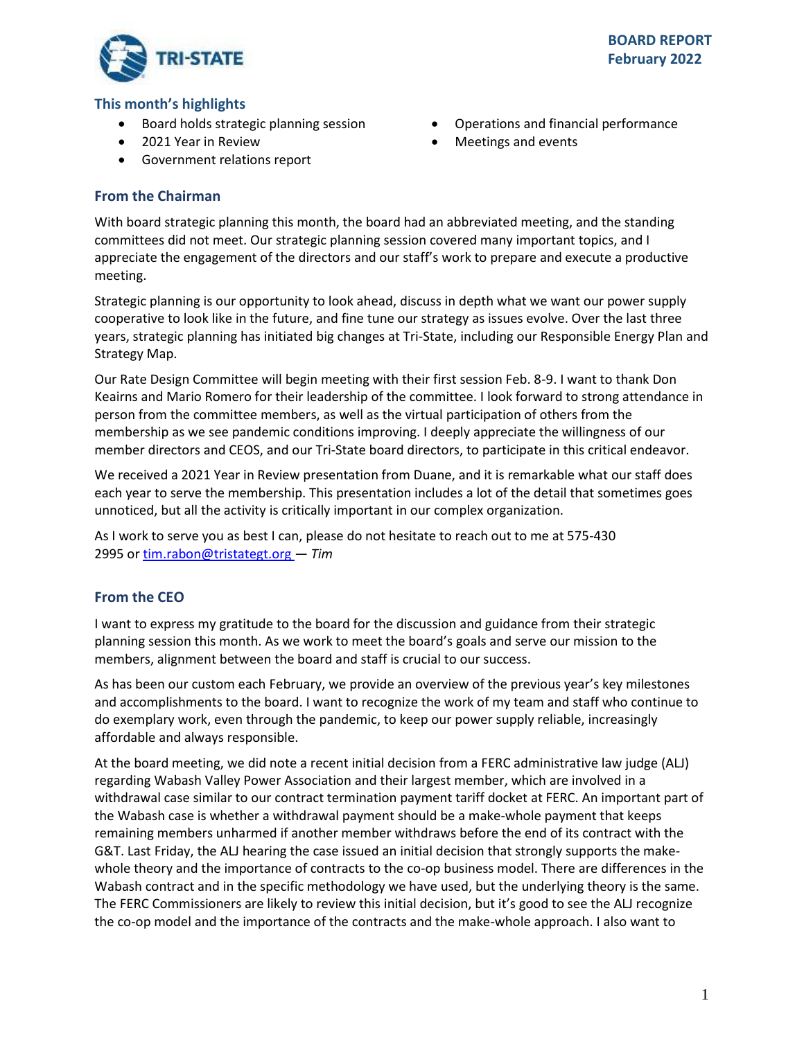**BOARD REPORT**
**February 2022**

## This month's highlights

- Board holds strategic planning session
- 2021 Year in Review
- Government relations report
- Operations and financial performance
- Meetings and events

## From the Chairman

With board strategic planning this month, the board had an abbreviated meeting, and the standing committees did not meet. Our strategic planning session covered many important topics, and I appreciate the engagement of the directors and our staff's work to prepare and execute a productive meeting.

Strategic planning is our opportunity to look ahead, discuss in depth what we want our power supply cooperative to look like in the future, and fine tune our strategy as issues evolve. Over the last three years, strategic planning has initiated big changes at Tri-State, including our Responsible Energy Plan and Strategy Map.

Our Rate Design Committee will begin meeting with their first session Feb. 8-9. I want to thank Don Keairns and Mario Romero for their leadership of the committee. I look forward to strong attendance in person from the committee members, as well as the virtual participation of others from the membership as we see pandemic conditions improving. I deeply appreciate the willingness of our member directors and CEOS, and our Tri-State board directors, to participate in this critical endeavor.

We received a 2021 Year in Review presentation from Duane, and it is remarkable what our staff does each year to serve the membership. This presentation includes a lot of the detail that sometimes goes unnoticed, but all the activity is critically important in our complex organization.

As I work to serve you as best I can, please do not hesitate to reach out to me at 575-430 2995 or tim.rabon@tristategt.org — *Tim*

## From the CEO

I want to express my gratitude to the board for the discussion and guidance from their strategic planning session this month. As we work to meet the board's goals and serve our mission to the members, alignment between the board and staff is crucial to our success.

As has been our custom each February, we provide an overview of the previous year's key milestones and accomplishments to the board. I want to recognize the work of my team and staff who continue to do exemplary work, even through the pandemic, to keep our power supply reliable, increasingly affordable and always responsible.

At the board meeting, we did note a recent initial decision from a FERC administrative law judge (ALJ) regarding Wabash Valley Power Association and their largest member, which are involved in a withdrawal case similar to our contract termination payment tariff docket at FERC. An important part of the Wabash case is whether a withdrawal payment should be a make-whole payment that keeps remaining members unharmed if another member withdraws before the end of its contract with the G&T. Last Friday, the ALJ hearing the case issued an initial decision that strongly supports the make-whole theory and the importance of contracts to the co-op business model. There are differences in the Wabash contract and in the specific methodology we have used, but the underlying theory is the same. The FERC Commissioners are likely to review this initial decision, but it's good to see the ALJ recognize the co-op model and the importance of the contracts and the make-whole approach. I also want to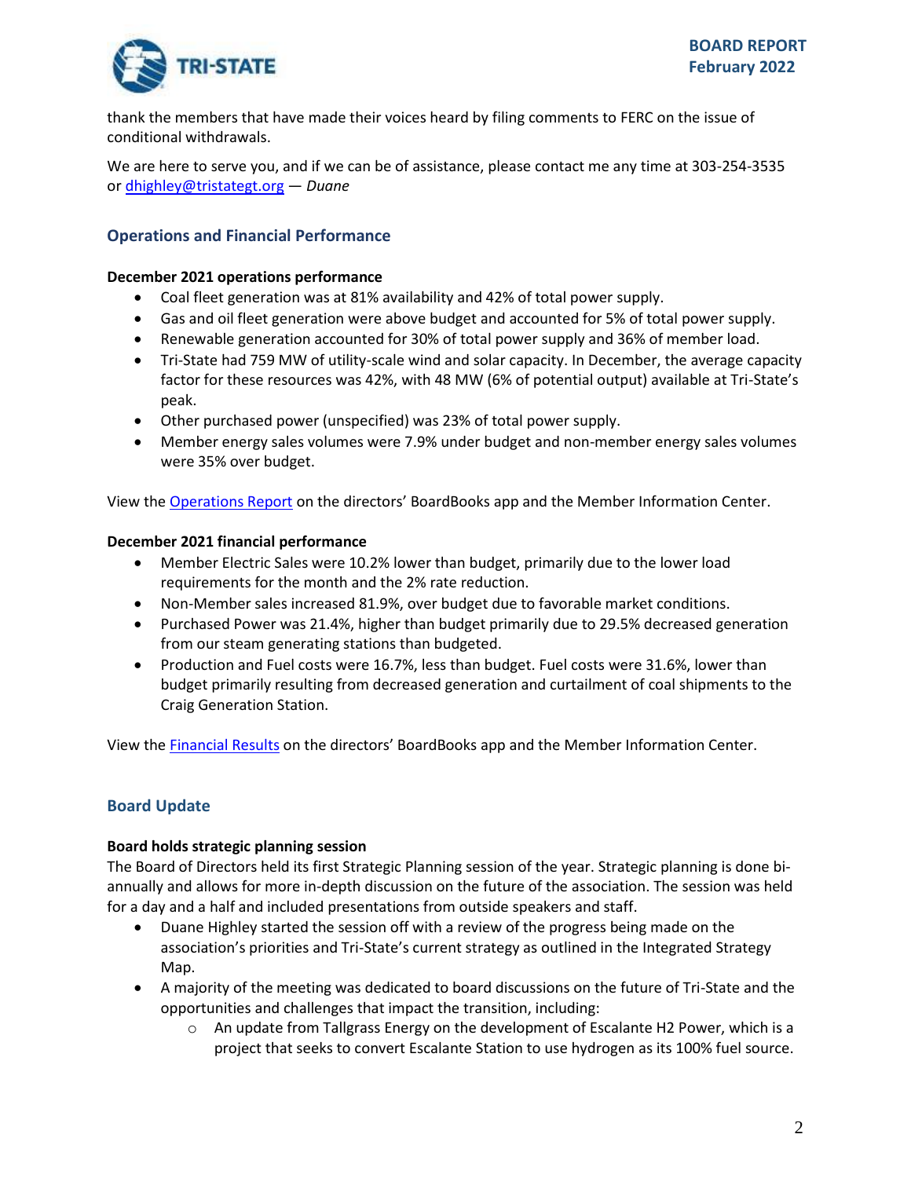thank the members that have made their voices heard by filing comments to FERC on the issue of conditional withdrawals.

We are here to serve you, and if we can be of assistance, please contact me any time at 303-254-3535 or [dhighley@tristategt.org](mailto:dhighley@tristategt.org) — *Duane*

## Operations and Financial Performance

**December 2021 operations performance**

- Coal fleet generation was at 81% availability and 42% of total power supply.
- Gas and oil fleet generation were above budget and accounted for 5% of total power supply.
- Renewable generation accounted for 30% of total power supply and 36% of member load.
- Tri-State had 759 MW of utility-scale wind and solar capacity. In December, the average capacity factor for these resources was 42%, with 48 MW (6% of potential output) available at Tri-State's peak.
- Other purchased power (unspecified) was 23% of total power supply.
- Member energy sales volumes were 7.9% under budget and non-member energy sales volumes were 35% over budget.

View the [Operations Report]() on the directors' BoardBooks app and the Member Information Center.

**December 2021 financial performance**

- Member Electric Sales were 10.2% lower than budget, primarily due to the lower load requirements for the month and the 2% rate reduction.
- Non-Member sales increased 81.9%, over budget due to favorable market conditions.
- Purchased Power was 21.4%, higher than budget primarily due to 29.5% decreased generation from our steam generating stations than budgeted.
- Production and Fuel costs were 16.7%, less than budget. Fuel costs were 31.6%, lower than budget primarily resulting from decreased generation and curtailment of coal shipments to the Craig Generation Station.

View the [Financial Results]() on the directors' BoardBooks app and the Member Information Center.

## Board Update

**Board holds strategic planning session**

The Board of Directors held its first Strategic Planning session of the year. Strategic planning is done bi-annually and allows for more in-depth discussion on the future of the association. The session was held for a day and a half and included presentations from outside speakers and staff.

- Duane Highley started the session off with a review of the progress being made on the association's priorities and Tri-State's current strategy as outlined in the Integrated Strategy Map.
- A majority of the meeting was dedicated to board discussions on the future of Tri-State and the opportunities and challenges that impact the transition, including:
    - An update from Tallgrass Energy on the development of Escalante H2 Power, which is a project that seeks to convert Escalante Station to use hydrogen as its 100% fuel source.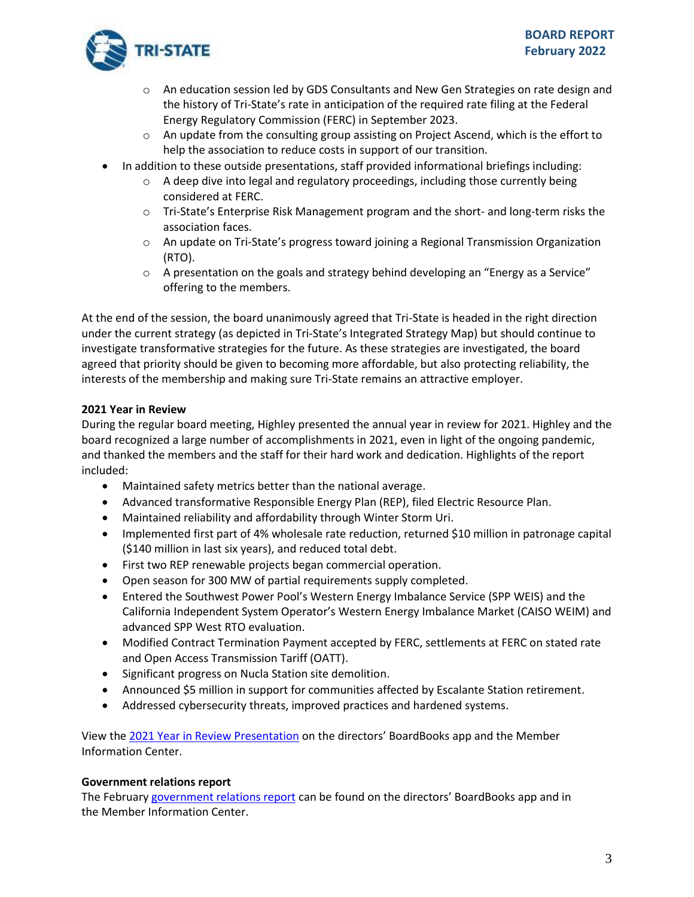- An education session led by GDS Consultants and New Gen Strategies on rate design and the history of Tri-State's rate in anticipation of the required rate filing at the Federal Energy Regulatory Commission (FERC) in September 2023.
  - An update from the consulting group assisting on Project Ascend, which is the effort to help the association to reduce costs in support of our transition.
- In addition to these outside presentations, staff provided informational briefings including:
  - A deep dive into legal and regulatory proceedings, including those currently being considered at FERC.
  - Tri-State's Enterprise Risk Management program and the short- and long-term risks the association faces.
  - An update on Tri-State's progress toward joining a Regional Transmission Organization (RTO).
  - A presentation on the goals and strategy behind developing an "Energy as a Service" offering to the members.

At the end of the session, the board unanimously agreed that Tri-State is headed in the right direction under the current strategy (as depicted in Tri-State's Integrated Strategy Map) but should continue to investigate transformative strategies for the future. As these strategies are investigated, the board agreed that priority should be given to becoming more affordable, but also protecting reliability, the interests of the membership and making sure Tri-State remains an attractive employer.

**2021 Year in Review**

During the regular board meeting, Highley presented the annual year in review for 2021. Highley and the board recognized a large number of accomplishments in 2021, even in light of the ongoing pandemic, and thanked the members and the staff for their hard work and dedication. Highlights of the report included:

- Maintained safety metrics better than the national average.
- Advanced transformative Responsible Energy Plan (REP), filed Electric Resource Plan.
- Maintained reliability and affordability through Winter Storm Uri.
- Implemented first part of 4% wholesale rate reduction, returned $10 million in patronage capital ($140 million in last six years), and reduced total debt.
- First two REP renewable projects began commercial operation.
- Open season for 300 MW of partial requirements supply completed.
- Entered the Southwest Power Pool's Western Energy Imbalance Service (SPP WEIS) and the California Independent System Operator's Western Energy Imbalance Market (CAISO WEIM) and advanced SPP West RTO evaluation.
- Modified Contract Termination Payment accepted by FERC, settlements at FERC on stated rate and Open Access Transmission Tariff (OATT).
- Significant progress on Nucla Station site demolition.
- Announced $5 million in support for communities affected by Escalante Station retirement.
- Addressed cybersecurity threats, improved practices and hardened systems.

View the 2021 Year in Review Presentation on the directors' BoardBooks app and the Member Information Center.

**Government relations report**

The February government relations report can be found on the directors' BoardBooks app and in the Member Information Center.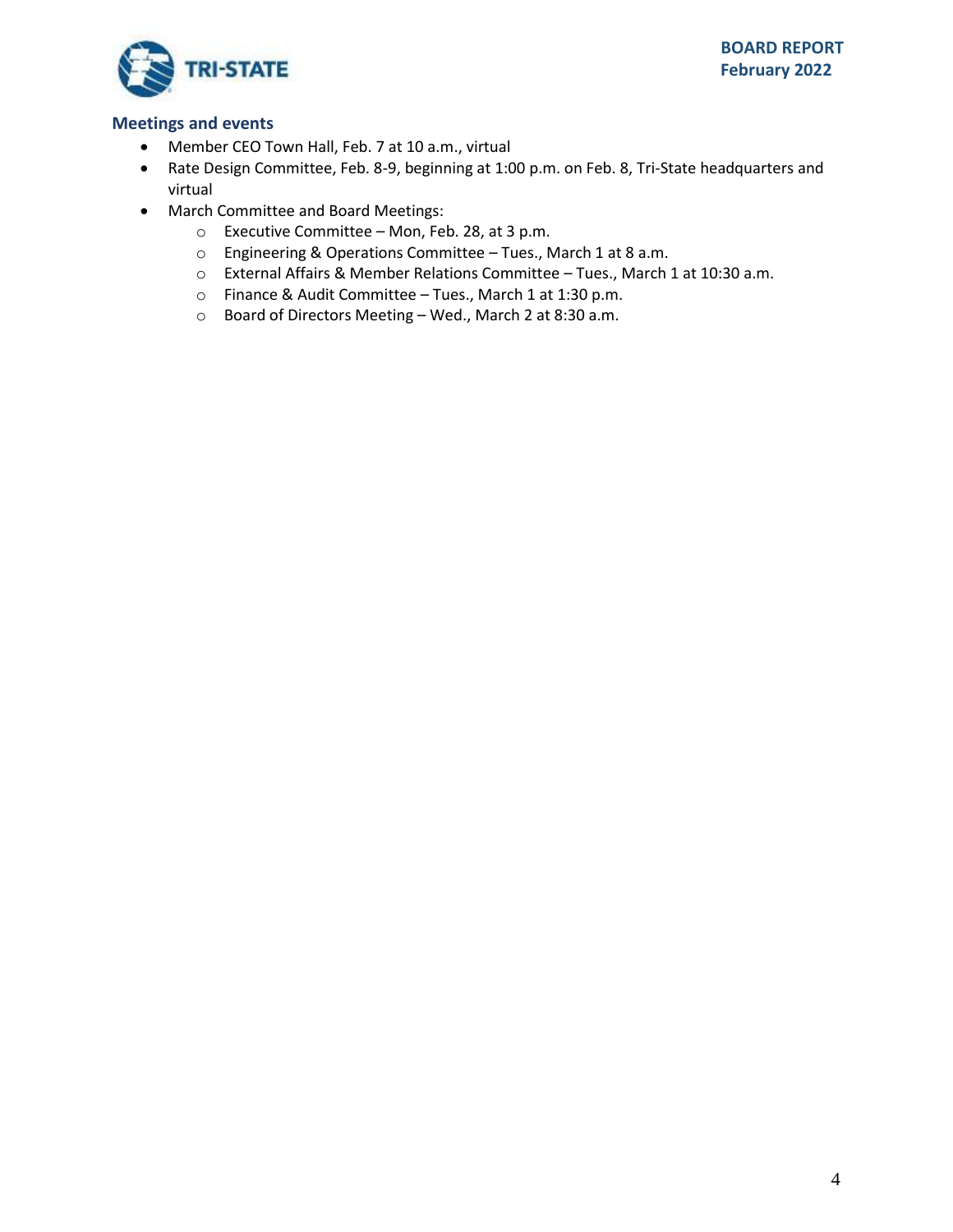## Meetings and events

- Member CEO Town Hall, Feb. 7 at 10 a.m., virtual
- Rate Design Committee, Feb. 8-9, beginning at 1:00 p.m. on Feb. 8, Tri-State headquarters and virtual
- March Committee and Board Meetings:
  - Executive Committee – Mon, Feb. 28, at 3 p.m.
  - Engineering & Operations Committee – Tues., March 1 at 8 a.m.
  - External Affairs & Member Relations Committee – Tues., March 1 at 10:30 a.m.
  - Finance & Audit Committee – Tues., March 1 at 1:30 p.m.
  - Board of Directors Meeting – Wed., March 2 at 8:30 a.m.